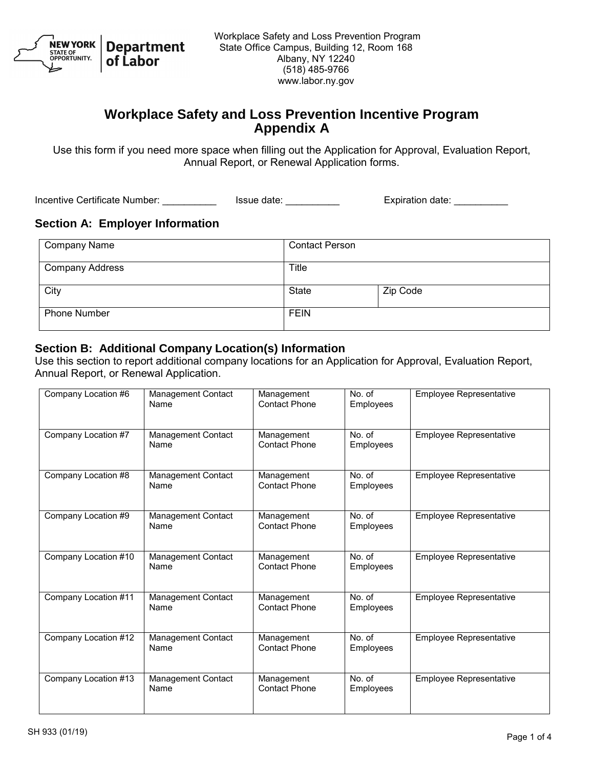Workplace Safety and Loss Prevention Program
State Office Campus, Building 12, Room 168
Albany, NY 12240
(518) 485-9766
www.labor.ny.gov

# Workplace Safety and Loss Prevention Incentive Program
## Appendix A

Use this form if you need more space when filling out the Application for Approval, Evaluation Report, Annual Report, or Renewal Application forms.

Incentive Certificate Number: __________ Issue date: __________ Expiration date: __________

## Section A: Employer Information

| Company Name | Contact Person | |
|---|---|---|
| Company Address | Title | |
| City | State | Zip Code |
| Phone Number | FEIN | |

## Section B: Additional Company Location(s) Information

Use this section to report additional company locations for an Application for Approval, Evaluation Report, Annual Report, or Renewal Application.

| Company Location #6 | Management Contact Name | Management Contact Phone | No. of Employees | Employee Representative |
|---|---|---|---|---|
| Company Location #7 | Management Contact Name | Management Contact Phone | No. of Employees | Employee Representative |
| Company Location #8 | Management Contact Name | Management Contact Phone | No. of Employees | Employee Representative |
| Company Location #9 | Management Contact Name | Management Contact Phone | No. of Employees | Employee Representative |
| Company Location #10 | Management Contact Name | Management Contact Phone | No. of Employees | Employee Representative |
| Company Location #11 | Management Contact Name | Management Contact Phone | No. of Employees | Employee Representative |
| Company Location #12 | Management Contact Name | Management Contact Phone | No. of Employees | Employee Representative |
| Company Location #13 | Management Contact Name | Management Contact Phone | No. of Employees | Employee Representative |

SH 933 (01/19)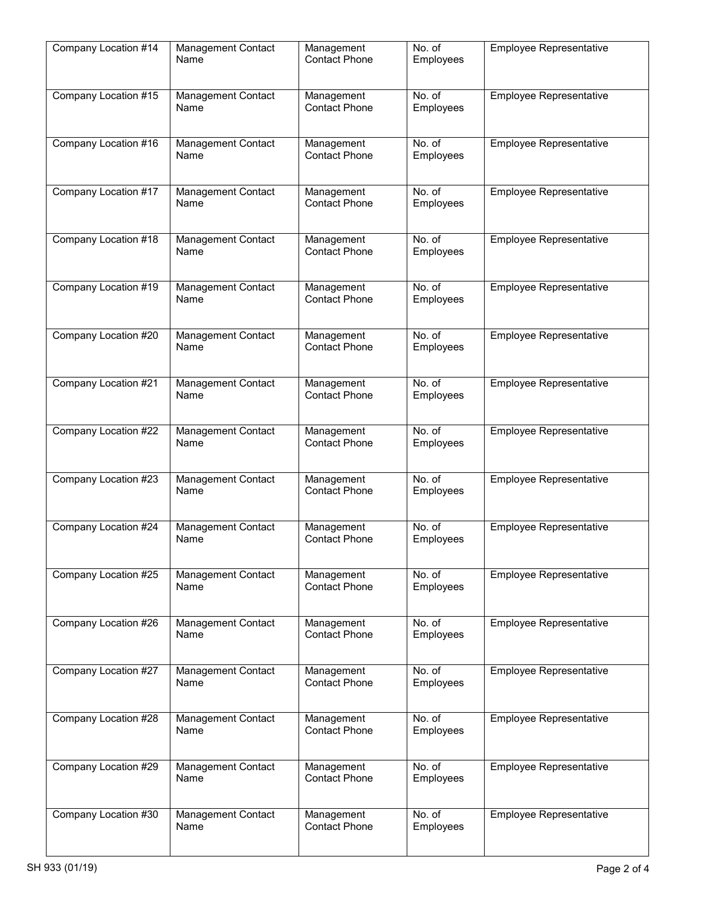| Company Location #14 | Management Contact Name | Management Contact Phone | No. of Employees | Employee Representative |
|---|---|---|---|---|
| Company Location #15 | Management Contact Name | Management Contact Phone | No. of Employees | Employee Representative |
| Company Location #16 | Management Contact Name | Management Contact Phone | No. of Employees | Employee Representative |
| Company Location #17 | Management Contact Name | Management Contact Phone | No. of Employees | Employee Representative |
| Company Location #18 | Management Contact Name | Management Contact Phone | No. of Employees | Employee Representative |
| Company Location #19 | Management Contact Name | Management Contact Phone | No. of Employees | Employee Representative |
| Company Location #20 | Management Contact Name | Management Contact Phone | No. of Employees | Employee Representative |
| Company Location #21 | Management Contact Name | Management Contact Phone | No. of Employees | Employee Representative |
| Company Location #22 | Management Contact Name | Management Contact Phone | No. of Employees | Employee Representative |
| Company Location #23 | Management Contact Name | Management Contact Phone | No. of Employees | Employee Representative |
| Company Location #24 | Management Contact Name | Management Contact Phone | No. of Employees | Employee Representative |
| Company Location #25 | Management Contact Name | Management Contact Phone | No. of Employees | Employee Representative |
| Company Location #26 | Management Contact Name | Management Contact Phone | No. of Employees | Employee Representative |
| Company Location #27 | Management Contact Name | Management Contact Phone | No. of Employees | Employee Representative |
| Company Location #28 | Management Contact Name | Management Contact Phone | No. of Employees | Employee Representative |
| Company Location #29 | Management Contact Name | Management Contact Phone | No. of Employees | Employee Representative |
| Company Location #30 | Management Contact Name | Management Contact Phone | No. of Employees | Employee Representative |

SH 933 (01/19)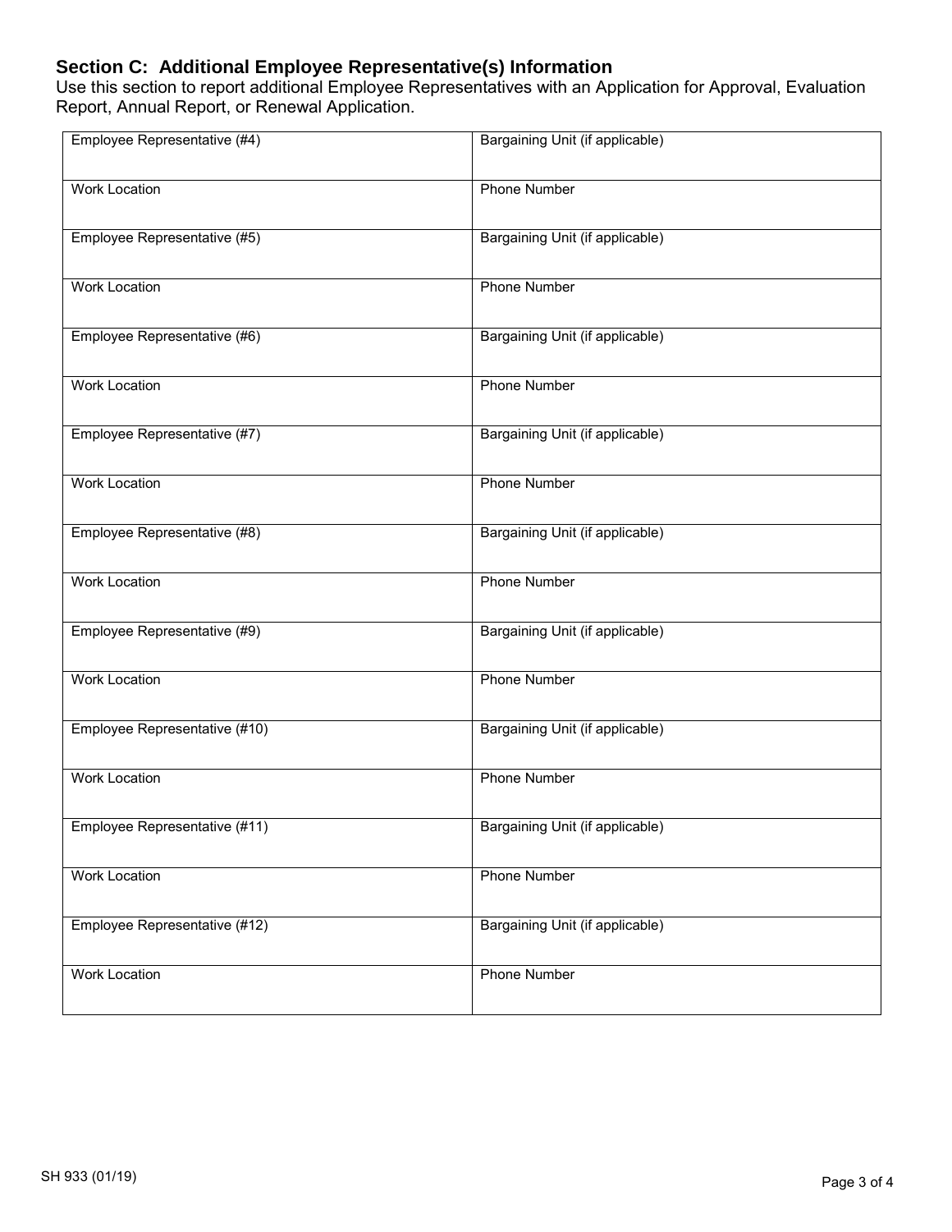## Section C: Additional Employee Representative(s) Information

Use this section to report additional Employee Representatives with an Application for Approval, Evaluation Report, Annual Report, or Renewal Application.

| | |
|---|---|
| Employee Representative (#4) | Bargaining Unit (if applicable) |
| Work Location | Phone Number |
| Employee Representative (#5) | Bargaining Unit (if applicable) |
| Work Location | Phone Number |
| Employee Representative (#6) | Bargaining Unit (if applicable) |
| Work Location | Phone Number |
| Employee Representative (#7) | Bargaining Unit (if applicable) |
| Work Location | Phone Number |
| Employee Representative (#8) | Bargaining Unit (if applicable) |
| Work Location | Phone Number |
| Employee Representative (#9) | Bargaining Unit (if applicable) |
| Work Location | Phone Number |
| Employee Representative (#10) | Bargaining Unit (if applicable) |
| Work Location | Phone Number |
| Employee Representative (#11) | Bargaining Unit (if applicable) |
| Work Location | Phone Number |
| Employee Representative (#12) | Bargaining Unit (if applicable) |
| Work Location | Phone Number |

SH 933 (01/19)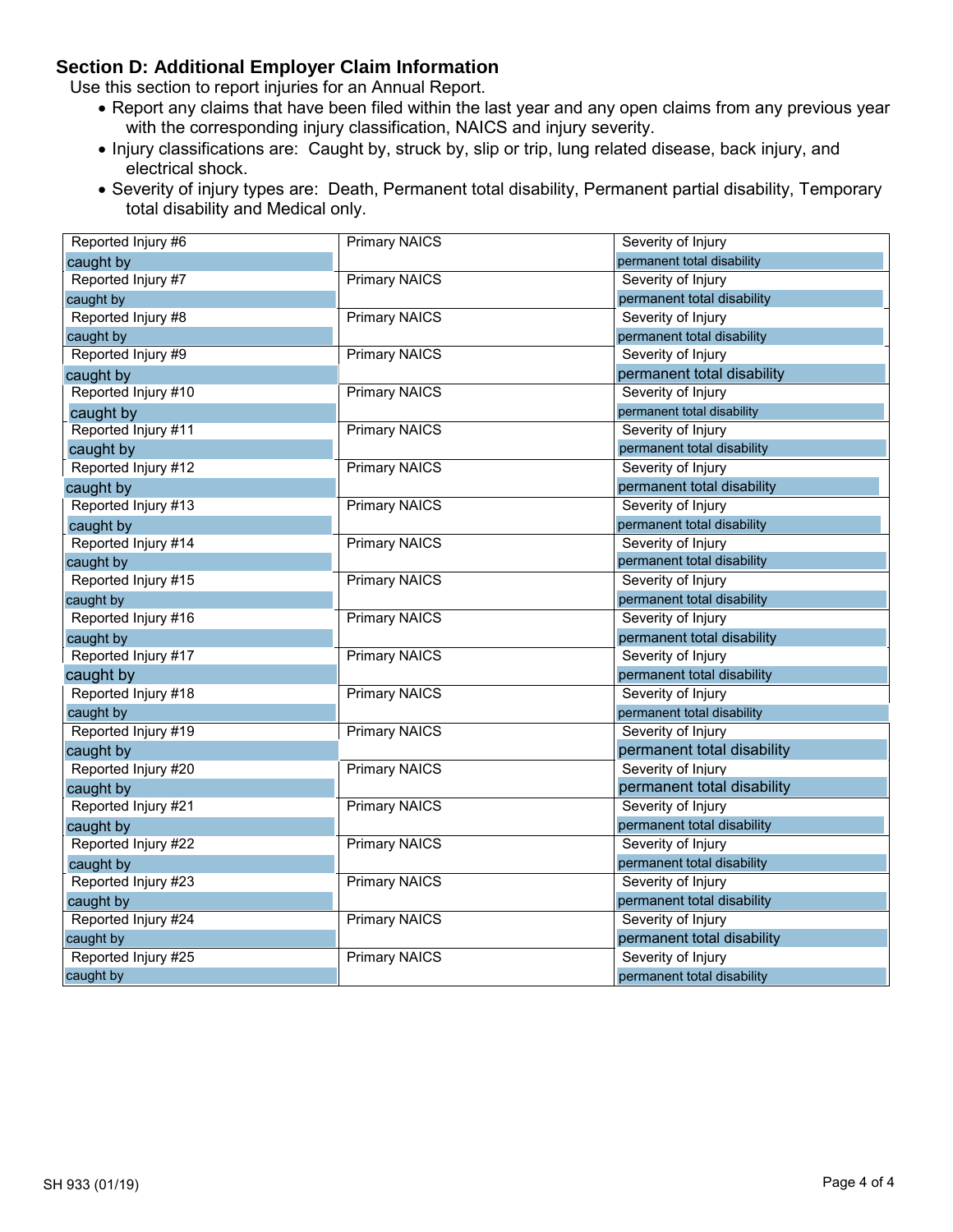## Section D: Additional Employer Claim Information

Use this section to report injuries for an Annual Report.

- Report any claims that have been filed within the last year and any open claims from any previous year with the corresponding injury classification, NAICS and injury severity.
- Injury classifications are: Caught by, struck by, slip or trip, lung related disease, back injury, and electrical shock.
- Severity of injury types are: Death, Permanent total disability, Permanent partial disability, Temporary total disability and Medical only.

| | | |
|---|---|---|
| Reported Injury #6<br>caught by | Primary NAICS | Severity of Injury<br>permanent total disability |
| Reported Injury #7<br>caught by | Primary NAICS | Severity of Injury<br>permanent total disability |
| Reported Injury #8<br>caught by | Primary NAICS | Severity of Injury<br>permanent total disability |
| Reported Injury #9<br>caught by | Primary NAICS | Severity of Injury<br>permanent total disability |
| Reported Injury #10<br>caught by | Primary NAICS | Severity of Injury<br>permanent total disability |
| Reported Injury #11<br>caught by | Primary NAICS | Severity of Injury<br>permanent total disability |
| Reported Injury #12<br>caught by | Primary NAICS | Severity of Injury<br>permanent total disability |
| Reported Injury #13<br>caught by | Primary NAICS | Severity of Injury<br>permanent total disability |
| Reported Injury #14<br>caught by | Primary NAICS | Severity of Injury<br>permanent total disability |
| Reported Injury #15<br>caught by | Primary NAICS | Severity of Injury<br>permanent total disability |
| Reported Injury #16<br>caught by | Primary NAICS | Severity of Injury<br>permanent total disability |
| Reported Injury #17<br>caught by | Primary NAICS | Severity of Injury<br>permanent total disability |
| Reported Injury #18<br>caught by | Primary NAICS | Severity of Injury<br>permanent total disability |
| Reported Injury #19<br>caught by | Primary NAICS | Severity of Injury<br>permanent total disability |
| Reported Injury #20<br>caught by | Primary NAICS | Severity of Injury<br>permanent total disability |
| Reported Injury #21<br>caught by | Primary NAICS | Severity of Injury<br>permanent total disability |
| Reported Injury #22<br>caught by | Primary NAICS | Severity of Injury<br>permanent total disability |
| Reported Injury #23<br>caught by | Primary NAICS | Severity of Injury<br>permanent total disability |
| Reported Injury #24<br>caught by | Primary NAICS | Severity of Injury<br>permanent total disability |
| Reported Injury #25<br>caught by | Primary NAICS | Severity of Injury<br>permanent total disability |

SH 933 (01/19)